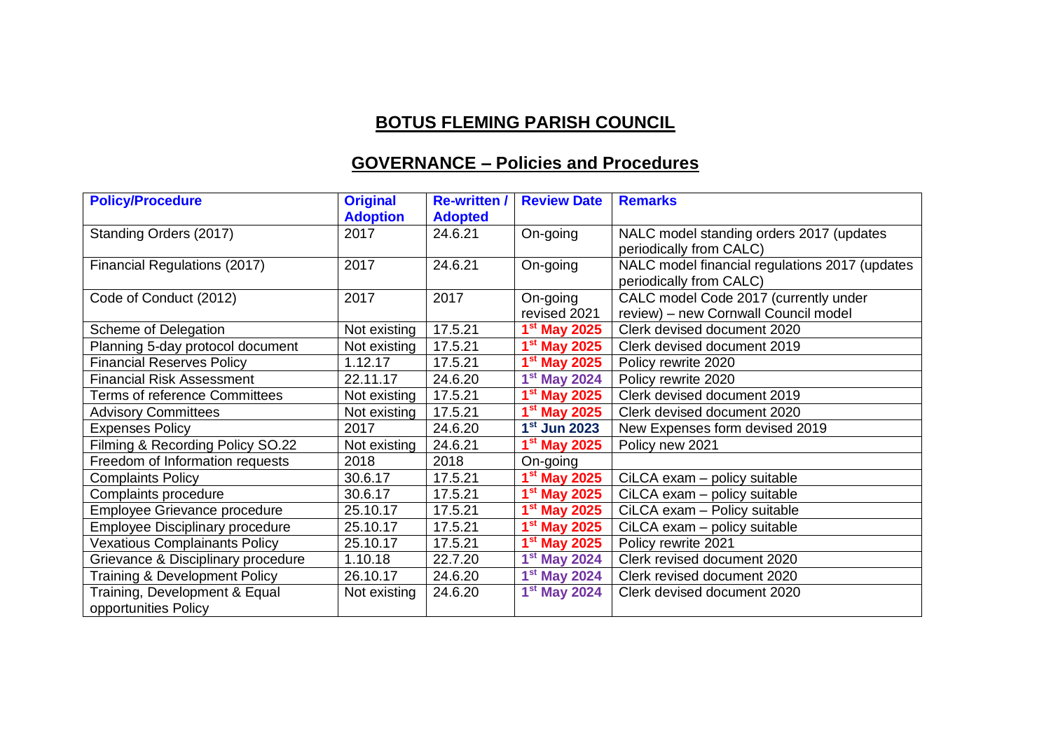# BOTUS FLEMING PARISH COUNCIL

## GOVERNANCE – Policies and Procedures

| Policy/Procedure | Original Adoption | Re-written / Adopted | Review Date | Remarks |
|---|---|---|---|---|
| Standing Orders (2017) | 2017 | 24.6.21 | On-going | NALC model standing orders 2017 (updates periodically from CALC) |
| Financial Regulations (2017) | 2017 | 24.6.21 | On-going | NALC model financial regulations 2017 (updates periodically from CALC) |
| Code of Conduct (2012) | 2017 | 2017 | On-going revised 2021 | CALC model Code 2017 (currently under review) – new Cornwall Council model |
| Scheme of Delegation | Not existing | 17.5.21 | 1st May 2025 | Clerk devised document 2020 |
| Planning 5-day protocol document | Not existing | 17.5.21 | 1st May 2025 | Clerk devised document 2019 |
| Financial Reserves Policy | 1.12.17 | 17.5.21 | 1st May 2025 | Policy rewrite 2020 |
| Financial Risk Assessment | 22.11.17 | 24.6.20 | 1st May 2024 | Policy rewrite 2020 |
| Terms of reference Committees | Not existing | 17.5.21 | 1st May 2025 | Clerk devised document 2019 |
| Advisory Committees | Not existing | 17.5.21 | 1st May 2025 | Clerk devised document 2020 |
| Expenses Policy | 2017 | 24.6.20 | 1st Jun 2023 | New Expenses form devised 2019 |
| Filming & Recording Policy SO.22 | Not existing | 24.6.21 | 1st May 2025 | Policy new 2021 |
| Freedom of Information requests | 2018 | 2018 | On-going | |
| Complaints Policy | 30.6.17 | 17.5.21 | 1st May 2025 | CiLCA exam – policy suitable |
| Complaints procedure | 30.6.17 | 17.5.21 | 1st May 2025 | CiLCA exam – policy suitable |
| Employee Grievance procedure | 25.10.17 | 17.5.21 | 1st May 2025 | CiLCA exam – Policy suitable |
| Employee Disciplinary procedure | 25.10.17 | 17.5.21 | 1st May 2025 | CiLCA exam – policy suitable |
| Vexatious Complainants Policy | 25.10.17 | 17.5.21 | 1st May 2025 | Policy rewrite 2021 |
| Grievance & Disciplinary procedure | 1.10.18 | 22.7.20 | 1st May 2024 | Clerk revised document 2020 |
| Training & Development Policy | 26.10.17 | 24.6.20 | 1st May 2024 | Clerk revised document 2020 |
| Training, Development & Equal opportunities Policy | Not existing | 24.6.20 | 1st May 2024 | Clerk devised document 2020 |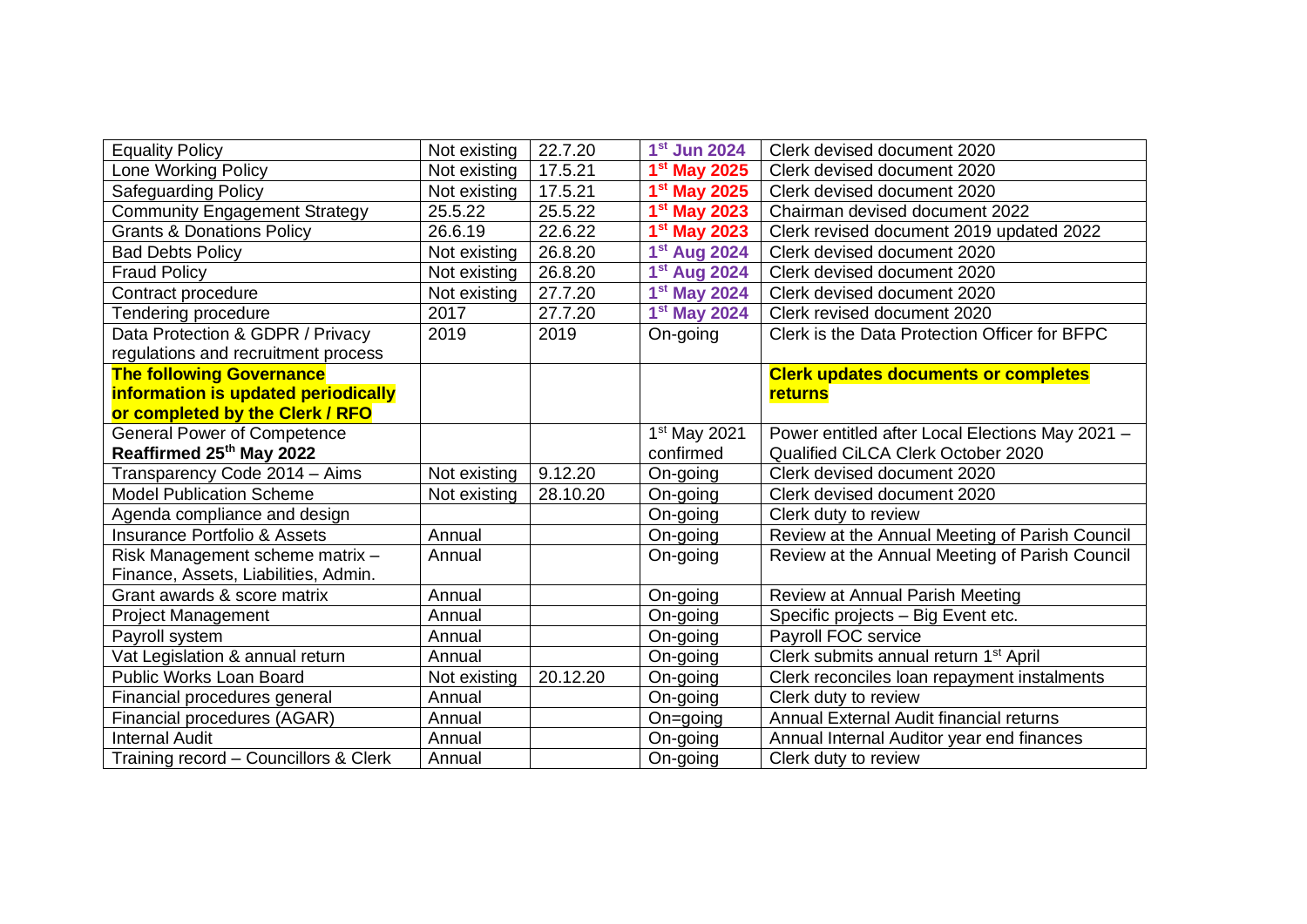| | | | | |
|---|---|---|---|---|
| Equality Policy | Not existing | 22.7.20 | **1st Jun 2024** | Clerk devised document 2020 |
| Lone Working Policy | Not existing | 17.5.21 | **1st May 2025** | Clerk devised document 2020 |
| Safeguarding Policy | Not existing | 17.5.21 | **1st May 2025** | Clerk devised document 2020 |
| Community Engagement Strategy | 25.5.22 | 25.5.22 | **1st May 2023** | Chairman devised document 2022 |
| Grants & Donations Policy | 26.6.19 | 22.6.22 | **1st May 2023** | Clerk revised document 2019 updated 2022 |
| Bad Debts Policy | Not existing | 26.8.20 | **1st Aug 2024** | Clerk devised document 2020 |
| Fraud Policy | Not existing | 26.8.20 | **1st Aug 2024** | Clerk devised document 2020 |
| Contract procedure | Not existing | 27.7.20 | **1st May 2024** | Clerk devised document 2020 |
| Tendering procedure | 2017 | 27.7.20 | **1st May 2024** | Clerk revised document 2020 |
| Data Protection & GDPR / Privacy regulations and recruitment process | 2019 | 2019 | On-going | Clerk is the Data Protection Officer for BFPC |
| **The following Governance information is updated periodically or completed by the Clerk / RFO** | | | | **Clerk updates documents or completes returns** |
| General Power of Competence **Reaffirmed 25th May 2022** | | | 1st May 2021 confirmed | Power entitled after Local Elections May 2021 – Qualified CiLCA Clerk October 2020 |
| Transparency Code 2014 – Aims | Not existing | 9.12.20 | On-going | Clerk devised document 2020 |
| Model Publication Scheme | Not existing | 28.10.20 | On-going | Clerk devised document 2020 |
| Agenda compliance and design | | | On-going | Clerk duty to review |
| Insurance Portfolio & Assets | Annual | | On-going | Review at the Annual Meeting of Parish Council |
| Risk Management scheme matrix – Finance, Assets, Liabilities, Admin. | Annual | | On-going | Review at the Annual Meeting of Parish Council |
| Grant awards & score matrix | Annual | | On-going | Review at Annual Parish Meeting |
| Project Management | Annual | | On-going | Specific projects – Big Event etc. |
| Payroll system | Annual | | On-going | Payroll FOC service |
| Vat Legislation & annual return | Annual | | On-going | Clerk submits annual return 1st April |
| Public Works Loan Board | Not existing | 20.12.20 | On-going | Clerk reconciles loan repayment instalments |
| Financial procedures general | Annual | | On-going | Clerk duty to review |
| Financial procedures (AGAR) | Annual | | On=going | Annual External Audit financial returns |
| Internal Audit | Annual | | On-going | Annual Internal Auditor year end finances |
| Training record – Councillors & Clerk | Annual | | On-going | Clerk duty to review |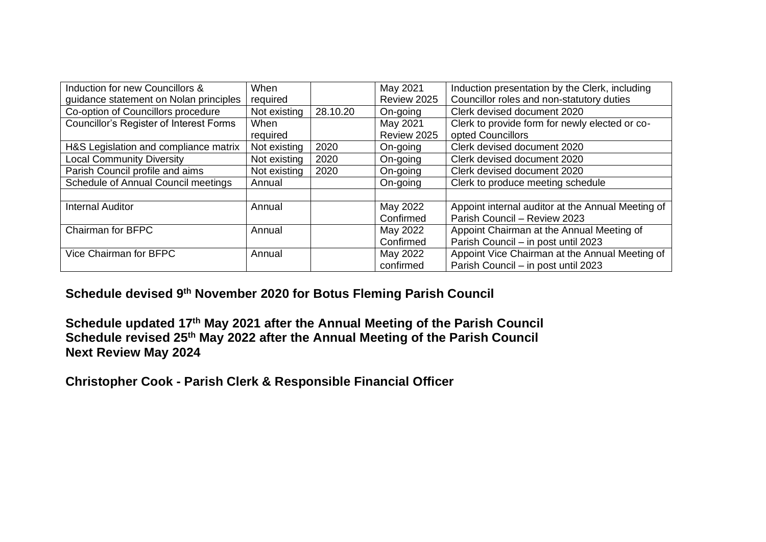| | | | | |
|---|---|---|---|---|
| Induction for new Councillors & guidance statement on Nolan principles | When required | | May 2021 Review 2025 | Induction presentation by the Clerk, including Councillor roles and non-statutory duties |
| Co-option of Councillors procedure | Not existing | 28.10.20 | On-going | Clerk devised document 2020 |
| Councillor's Register of Interest Forms | When required | | May 2021 Review 2025 | Clerk to provide form for newly elected or co-opted Councillors |
| H&S Legislation and compliance matrix | Not existing | 2020 | On-going | Clerk devised document 2020 |
| Local Community Diversity | Not existing | 2020 | On-going | Clerk devised document 2020 |
| Parish Council profile and aims | Not existing | 2020 | On-going | Clerk devised document 2020 |
| Schedule of Annual Council meetings | Annual | | On-going | Clerk to produce meeting schedule |
| | | | | |
| Internal Auditor | Annual | | May 2022 Confirmed | Appoint internal auditor at the Annual Meeting of Parish Council – Review 2023 |
| Chairman for BFPC | Annual | | May 2022 Confirmed | Appoint Chairman at the Annual Meeting of Parish Council – in post until 2023 |
| Vice Chairman for BFPC | Annual | | May 2022 confirmed | Appoint Vice Chairman at the Annual Meeting of Parish Council – in post until 2023 |

**Schedule devised 9th November 2020 for Botus Fleming Parish Council**

**Schedule updated 17th May 2021 after the Annual Meeting of the Parish Council**
**Schedule revised 25th May 2022 after the Annual Meeting of the Parish Council**
**Next Review May 2024**

**Christopher Cook - Parish Clerk & Responsible Financial Officer**